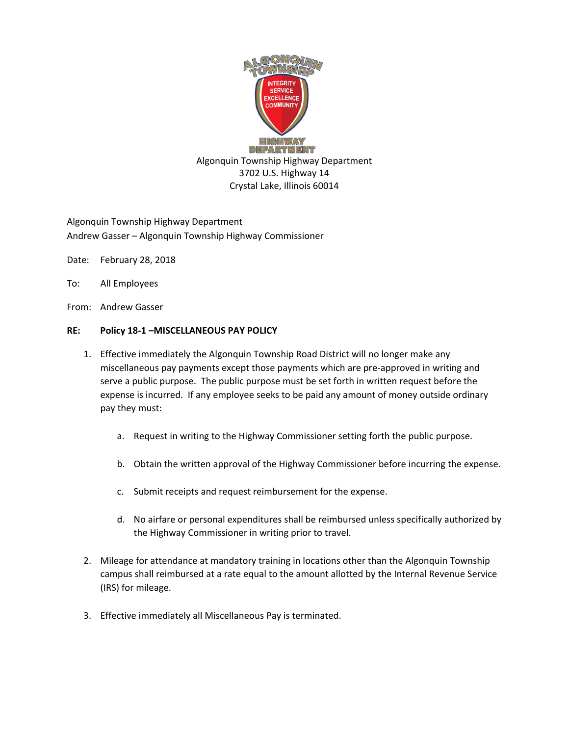Algonquin Township Highway Department
3702 U.S. Highway 14
Crystal Lake, Illinois 60014

Algonquin Township Highway Department
Andrew Gasser – Algonquin Township Highway Commissioner

Date: February 28, 2018

To: All Employees

From: Andrew Gasser

**RE: Policy 18-1 –MISCELLANEOUS PAY POLICY**

1. Effective immediately the Algonquin Township Road District will no longer make any miscellaneous pay payments except those payments which are pre-approved in writing and serve a public purpose. The public purpose must be set forth in written request before the expense is incurred. If any employee seeks to be paid any amount of money outside ordinary pay they must:

   a. Request in writing to the Highway Commissioner setting forth the public purpose.

   b. Obtain the written approval of the Highway Commissioner before incurring the expense.

   c. Submit receipts and request reimbursement for the expense.

   d. No airfare or personal expenditures shall be reimbursed unless specifically authorized by the Highway Commissioner in writing prior to travel.

2. Mileage for attendance at mandatory training in locations other than the Algonquin Township campus shall reimbursed at a rate equal to the amount allotted by the Internal Revenue Service (IRS) for mileage.

3. Effective immediately all Miscellaneous Pay is terminated.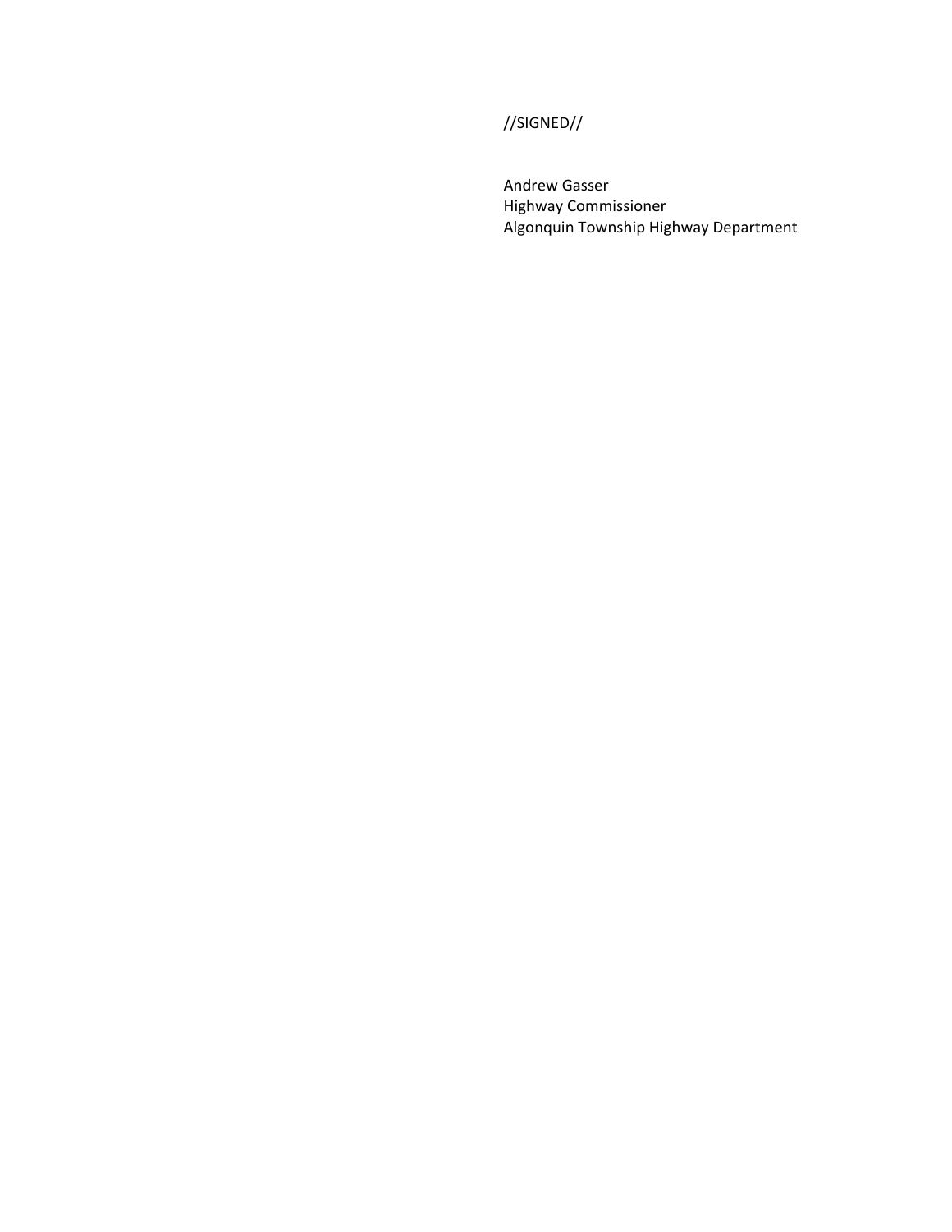//SIGNED//

Andrew Gasser
Highway Commissioner
Algonquin Township Highway Department